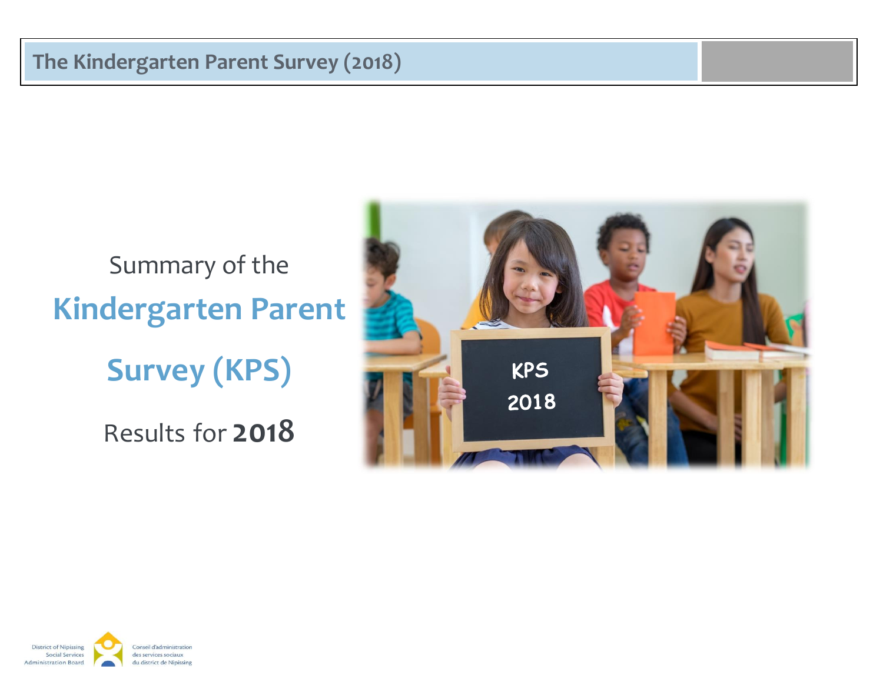# Summary of the Kindergarten Parent Survey (KPS)

## Results for **2018**

District of Nipissing Social Services Administration Board

Conseil d'administration des services sociaux du district de Nipissing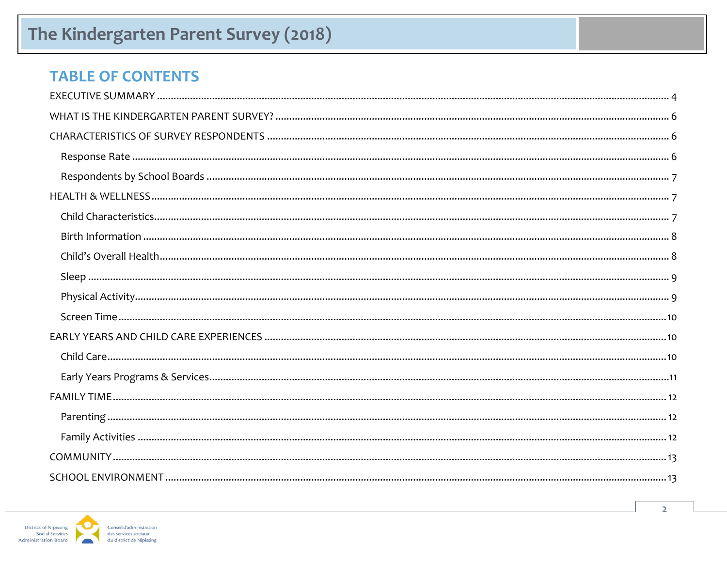## TABLE OF CONTENTS

EXECUTIVE SUMMARY ..... 4

WHAT IS THE KINDERGARTEN PARENT SURVEY? ..... 6

CHARACTERISTICS OF SURVEY RESPONDENTS ..... 6

- Response Rate ..... 6
- Respondents by School Boards ..... 7

HEALTH & WELLNESS ..... 7

- Child Characteristics ..... 7
- Birth Information ..... 8
- Child's Overall Health ..... 8
- Sleep ..... 9
- Physical Activity ..... 9
- Screen Time ..... 10

EARLY YEARS AND CHILD CARE EXPERIENCES ..... 10

- Child Care ..... 10
- Early Years Programs & Services ..... 11

FAMILY TIME ..... 12

- Parenting ..... 12
- Family Activities ..... 12

COMMUNITY ..... 13

SCHOOL ENVIRONMENT ..... 13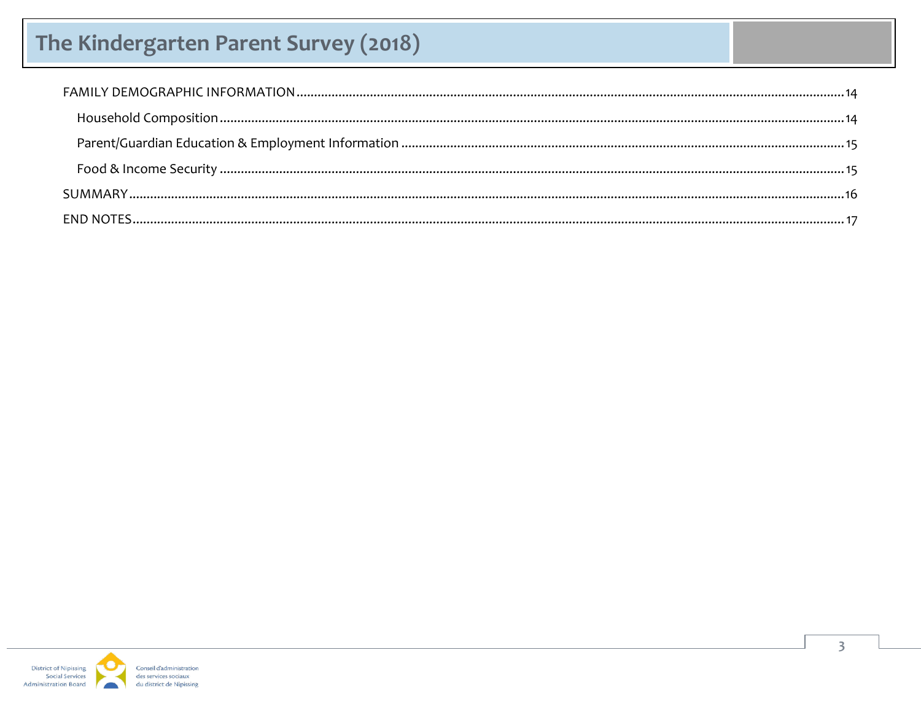FAMILY DEMOGRAPHIC INFORMATION .......... 14

- Household Composition .......... 14
- Parent/Guardian Education & Employment Information .......... 15
- Food & Income Security .......... 15

SUMMARY .......... 16

END NOTES .......... 17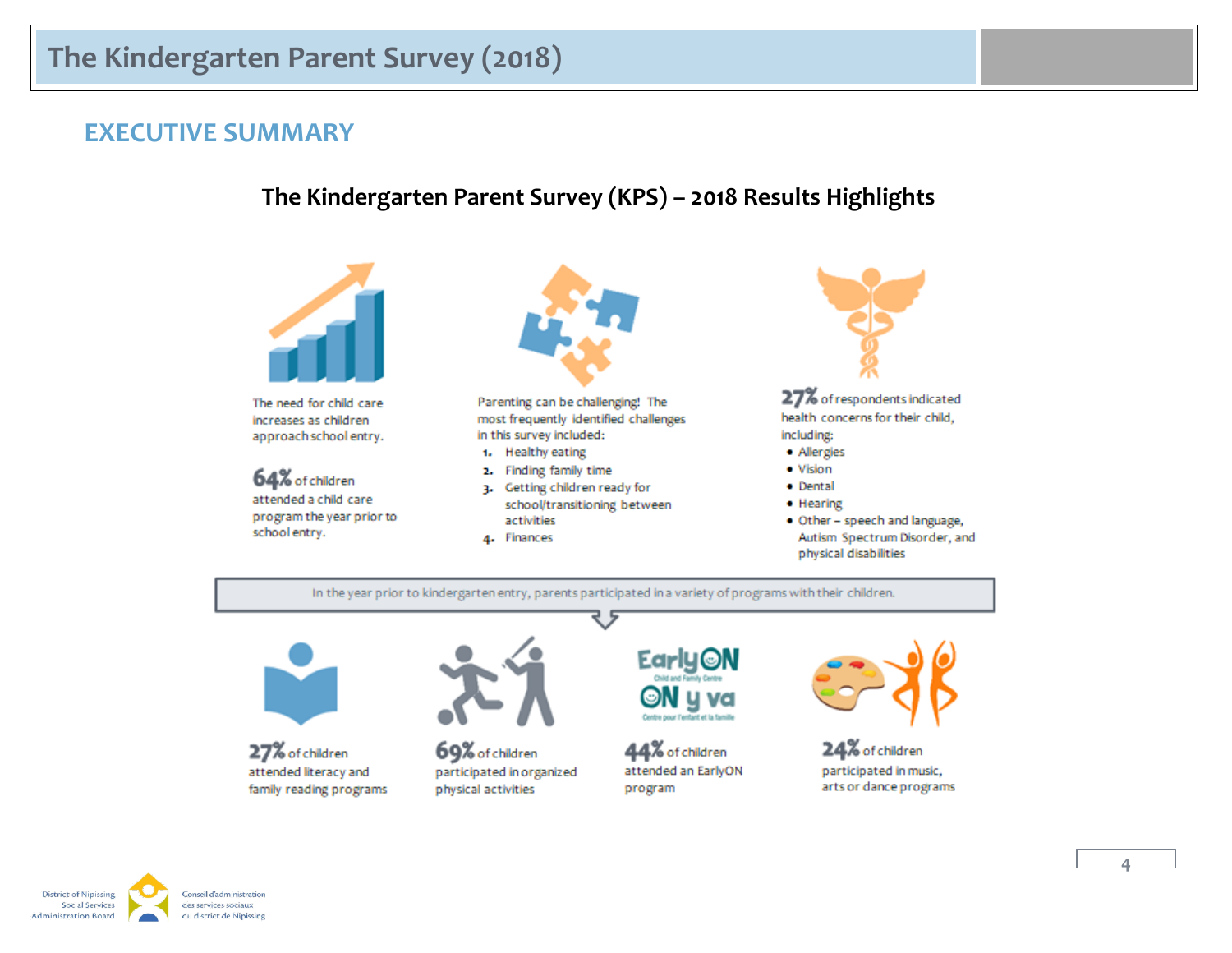## EXECUTIVE SUMMARY

### The Kindergarten Parent Survey (KPS) – 2018 Results Highlights

The need for child care increases as children approach school entry.

**64%** of children attended a child care program the year prior to school entry.

Parenting can be challenging! The most frequently identified challenges in this survey included:

1. Healthy eating
2. Finding family time
3. Getting children ready for school/transitioning between activities
4. Finances

**27%** of respondents indicated health concerns for their child, including:

- Allergies
- Vision
- Dental
- Hearing
- Other – speech and language, Autism Spectrum Disorder, and physical disabilities

In the year prior to kindergarten entry, parents participated in a variety of programs with their children.

**27%** of children attended literacy and family reading programs

**69%** of children participated in organized physical activities

EarlyON Child and Family Centre / ON y va Centre pour l'enfant et la famille

**44%** of children attended an EarlyON program

**24%** of children participated in music, arts or dance programs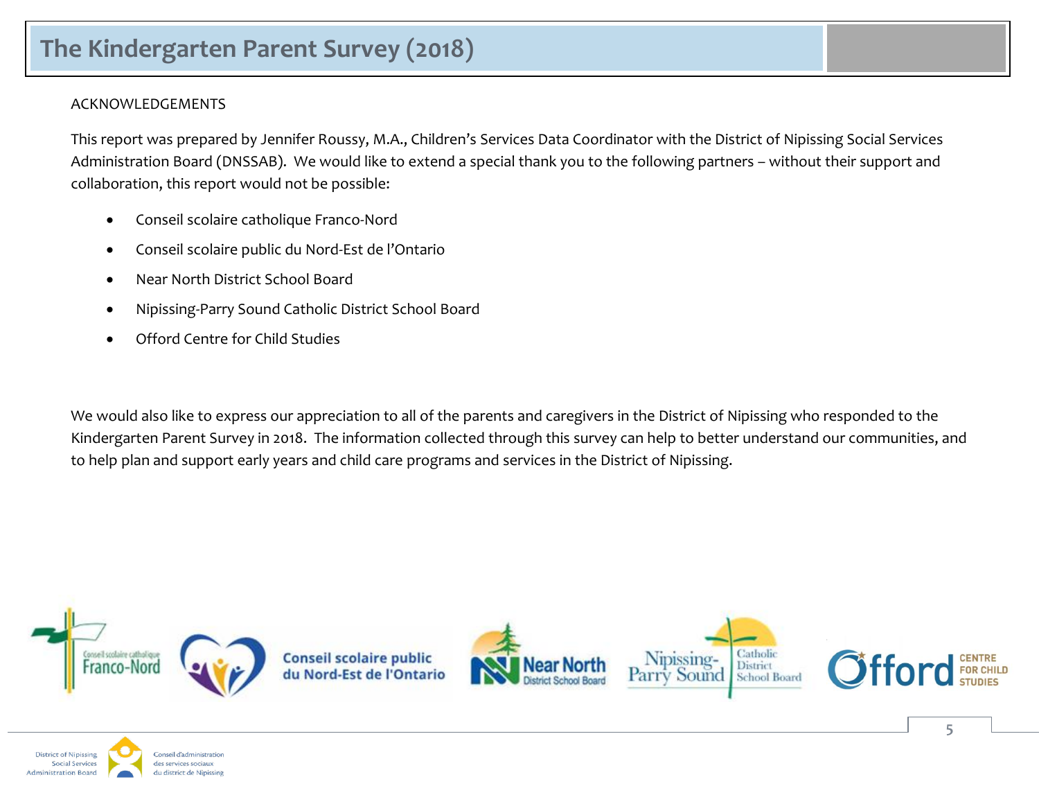ACKNOWLEDGEMENTS

This report was prepared by Jennifer Roussy, M.A., Children's Services Data Coordinator with the District of Nipissing Social Services Administration Board (DNSSAB). We would like to extend a special thank you to the following partners – without their support and collaboration, this report would not be possible:

- Conseil scolaire catholique Franco-Nord
- Conseil scolaire public du Nord-Est de l'Ontario
- Near North District School Board
- Nipissing-Parry Sound Catholic District School Board
- Offord Centre for Child Studies

We would also like to express our appreciation to all of the parents and caregivers in the District of Nipissing who responded to the Kindergarten Parent Survey in 2018. The information collected through this survey can help to better understand our communities, and to help plan and support early years and child care programs and services in the District of Nipissing.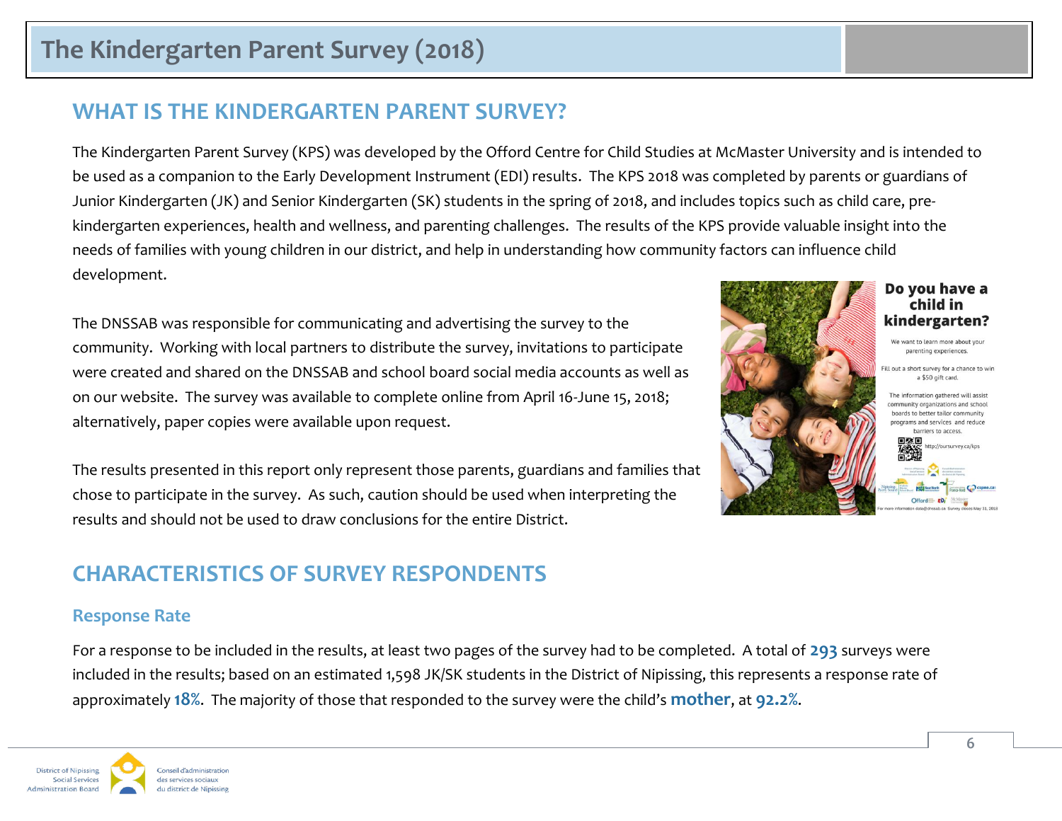# The Kindergarten Parent Survey (2018)

## WHAT IS THE KINDERGARTEN PARENT SURVEY?

The Kindergarten Parent Survey (KPS) was developed by the Offord Centre for Child Studies at McMaster University and is intended to be used as a companion to the Early Development Instrument (EDI) results. The KPS 2018 was completed by parents or guardians of Junior Kindergarten (JK) and Senior Kindergarten (SK) students in the spring of 2018, and includes topics such as child care, pre-kindergarten experiences, health and wellness, and parenting challenges. The results of the KPS provide valuable insight into the needs of families with young children in our district, and help in understanding how community factors can influence child development.

The DNSSAB was responsible for communicating and advertising the survey to the community. Working with local partners to distribute the survey, invitations to participate were created and shared on the DNSSAB and school board social media accounts as well as on our website. The survey was available to complete online from April 16-June 15, 2018; alternatively, paper copies were available upon request.

The results presented in this report only represent those parents, guardians and families that chose to participate in the survey. As such, caution should be used when interpreting the results and should not be used to draw conclusions for the entire District.

## CHARACTERISTICS OF SURVEY RESPONDENTS

### Response Rate

For a response to be included in the results, at least two pages of the survey had to be completed. A total of **293** surveys were included in the results; based on an estimated 1,598 JK/SK students in the District of Nipissing, this represents a response rate of approximately **18%**. The majority of those that responded to the survey were the child's **mother**, at **92.2%**.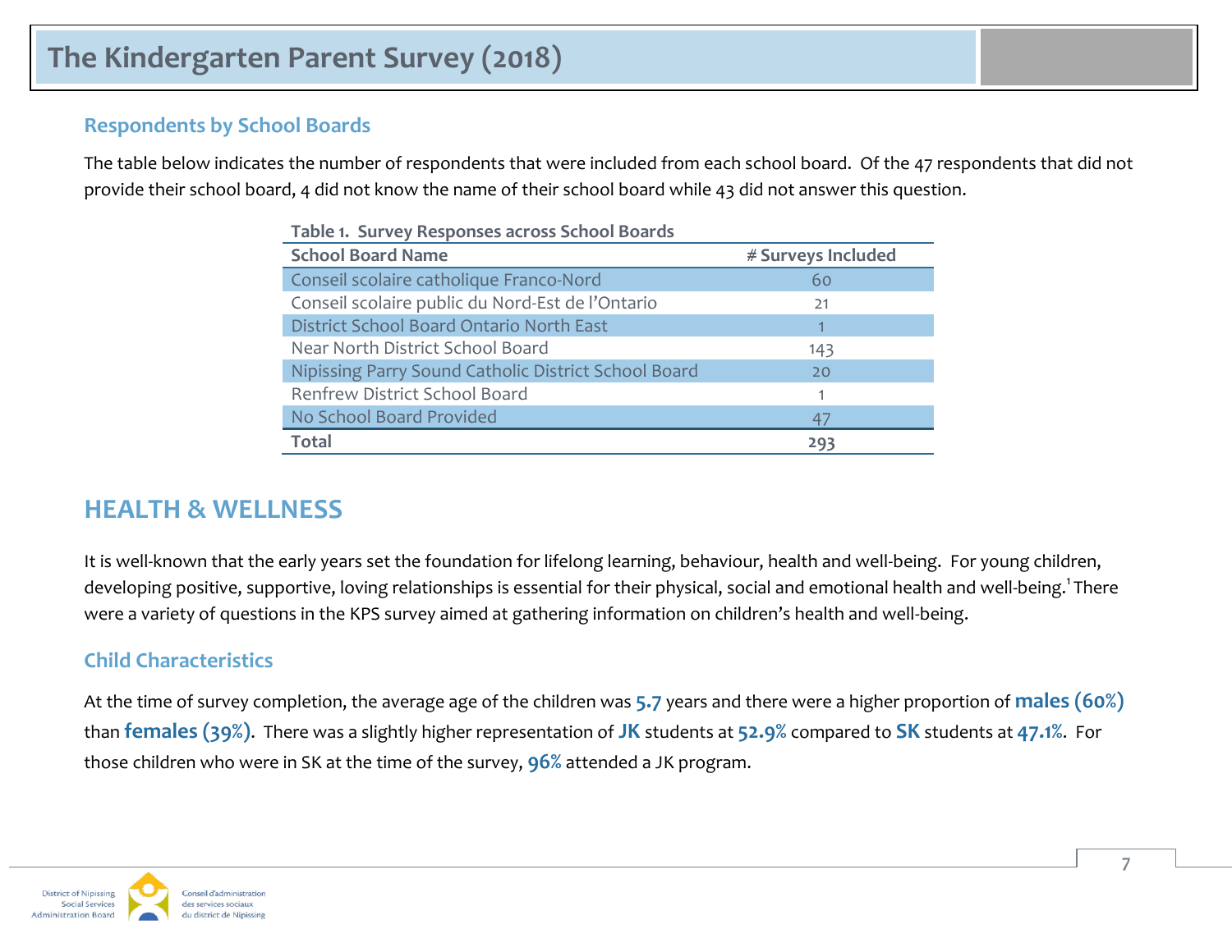# The Kindergarten Parent Survey (2018)

### Respondents by School Boards

The table below indicates the number of respondents that were included from each school board. Of the 47 respondents that did not provide their school board, 4 did not know the name of their school board while 43 did not answer this question.

**Table 1. Survey Responses across School Boards**

| School Board Name | # Surveys Included |
|---|---|
| Conseil scolaire catholique Franco-Nord | 60 |
| Conseil scolaire public du Nord-Est de l'Ontario | 21 |
| District School Board Ontario North East | 1 |
| Near North District School Board | 143 |
| Nipissing Parry Sound Catholic District School Board | 20 |
| Renfrew District School Board | 1 |
| No School Board Provided | 47 |
| **Total** | **293** |

## HEALTH & WELLNESS

It is well-known that the early years set the foundation for lifelong learning, behaviour, health and well-being. For young children, developing positive, supportive, loving relationships is essential for their physical, social and emotional health and well-being.[1] There were a variety of questions in the KPS survey aimed at gathering information on children's health and well-being.

### Child Characteristics

At the time of survey completion, the average age of the children was **5.7** years and there were a higher proportion of **males (60%)** than **females (39%)**. There was a slightly higher representation of **JK** students at **52.9%** compared to **SK** students at **47.1%**. For those children who were in SK at the time of the survey, **96%** attended a JK program.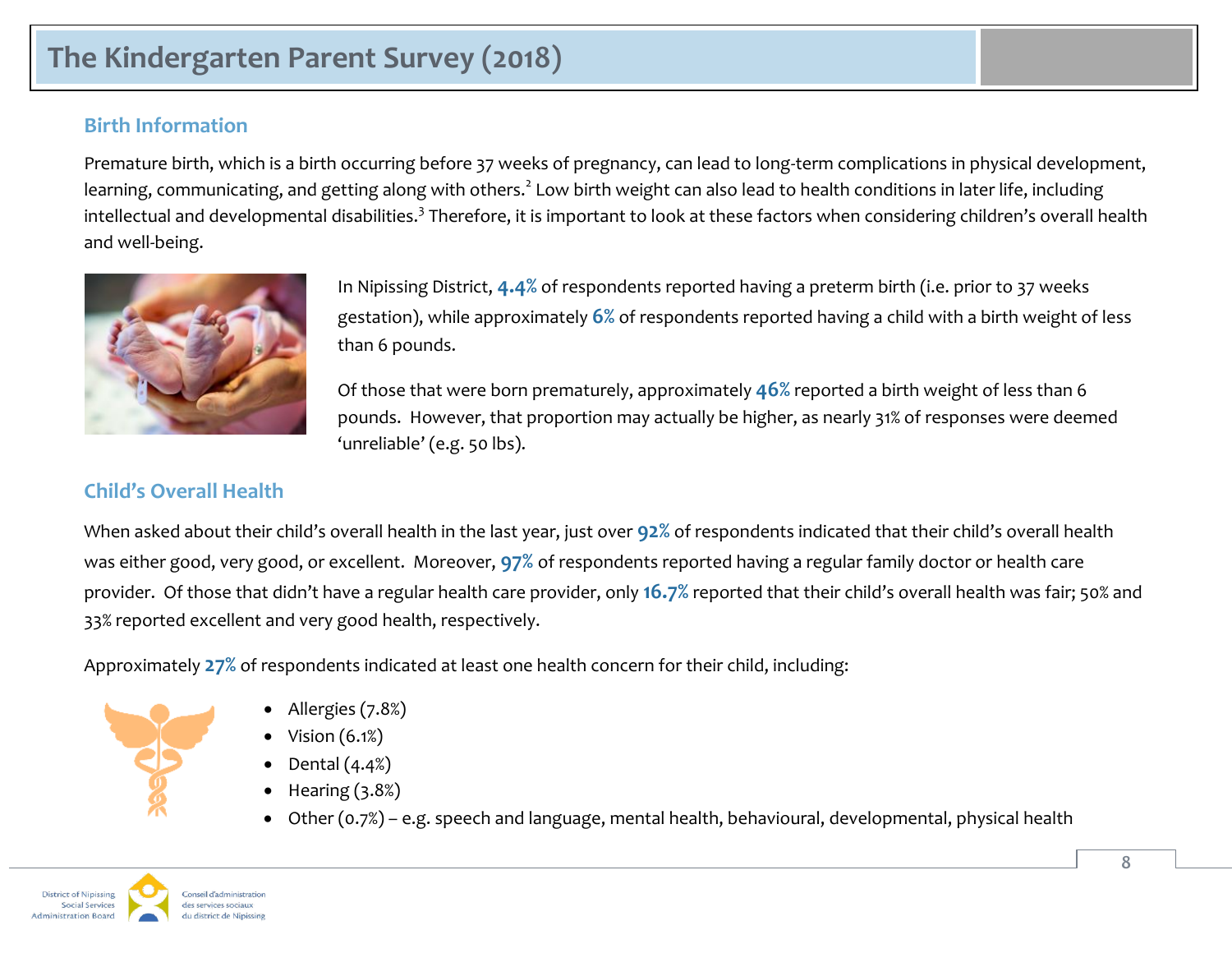# The Kindergarten Parent Survey (2018)

## Birth Information

Premature birth, which is a birth occurring before 37 weeks of pregnancy, can lead to long-term complications in physical development, learning, communicating, and getting along with others.[2] Low birth weight can also lead to health conditions in later life, including intellectual and developmental disabilities.[3] Therefore, it is important to look at these factors when considering children's overall health and well-being.

In Nipissing District, **4.4%** of respondents reported having a preterm birth (i.e. prior to 37 weeks gestation), while approximately **6%** of respondents reported having a child with a birth weight of less than 6 pounds.

Of those that were born prematurely, approximately **46%** reported a birth weight of less than 6 pounds. However, that proportion may actually be higher, as nearly 31% of responses were deemed 'unreliable' (e.g. 50 lbs).

## Child's Overall Health

When asked about their child's overall health in the last year, just over **92%** of respondents indicated that their child's overall health was either good, very good, or excellent. Moreover, **97%** of respondents reported having a regular family doctor or health care provider. Of those that didn't have a regular health care provider, only **16.7%** reported that their child's overall health was fair; 50% and 33% reported excellent and very good health, respectively.

Approximately **27%** of respondents indicated at least one health concern for their child, including:

- Allergies (7.8%)
- Vision (6.1%)
- Dental (4.4%)
- Hearing (3.8%)
- Other (0.7%) – e.g. speech and language, mental health, behavioural, developmental, physical health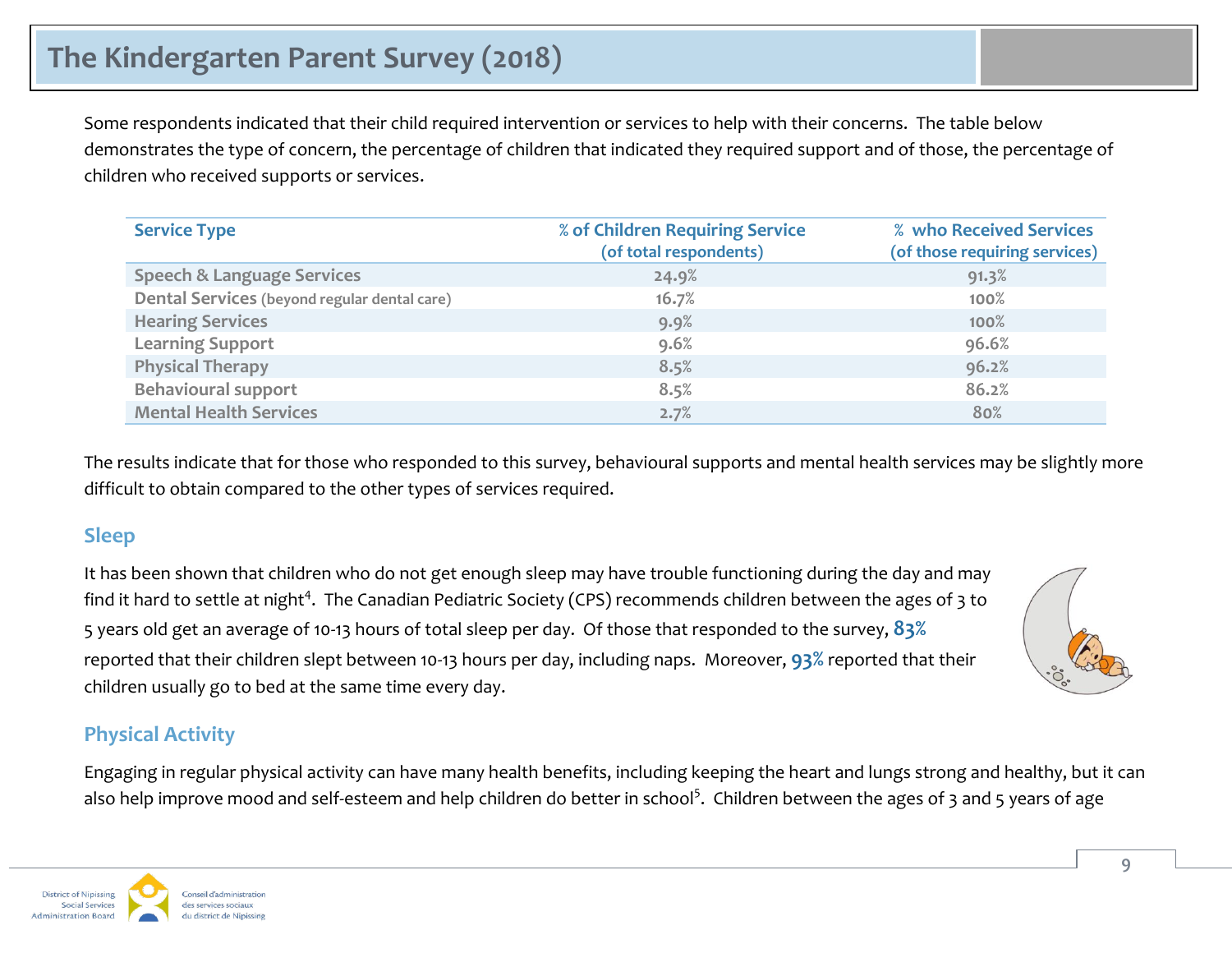# The Kindergarten Parent Survey (2018)

Some respondents indicated that their child required intervention or services to help with their concerns. The table below demonstrates the type of concern, the percentage of children that indicated they required support and of those, the percentage of children who received supports or services.

| Service Type | % of Children Requiring Service (of total respondents) | % who Received Services (of those requiring services) |
|---|---|---|
| Speech & Language Services | 24.9% | 91.3% |
| Dental Services (beyond regular dental care) | 16.7% | 100% |
| Hearing Services | 9.9% | 100% |
| Learning Support | 9.6% | 96.6% |
| Physical Therapy | 8.5% | 96.2% |
| Behavioural support | 8.5% | 86.2% |
| Mental Health Services | 2.7% | 80% |

The results indicate that for those who responded to this survey, behavioural supports and mental health services may be slightly more difficult to obtain compared to the other types of services required.

## Sleep

It has been shown that children who do not get enough sleep may have trouble functioning during the day and may find it hard to settle at night[4]. The Canadian Pediatric Society (CPS) recommends children between the ages of 3 to 5 years old get an average of 10-13 hours of total sleep per day. Of those that responded to the survey, **83%** reported that their children slept between 10-13 hours per day, including naps. Moreover, **93%** reported that their children usually go to bed at the same time every day.

## Physical Activity

Engaging in regular physical activity can have many health benefits, including keeping the heart and lungs strong and healthy, but it can also help improve mood and self-esteem and help children do better in school[5]. Children between the ages of 3 and 5 years of age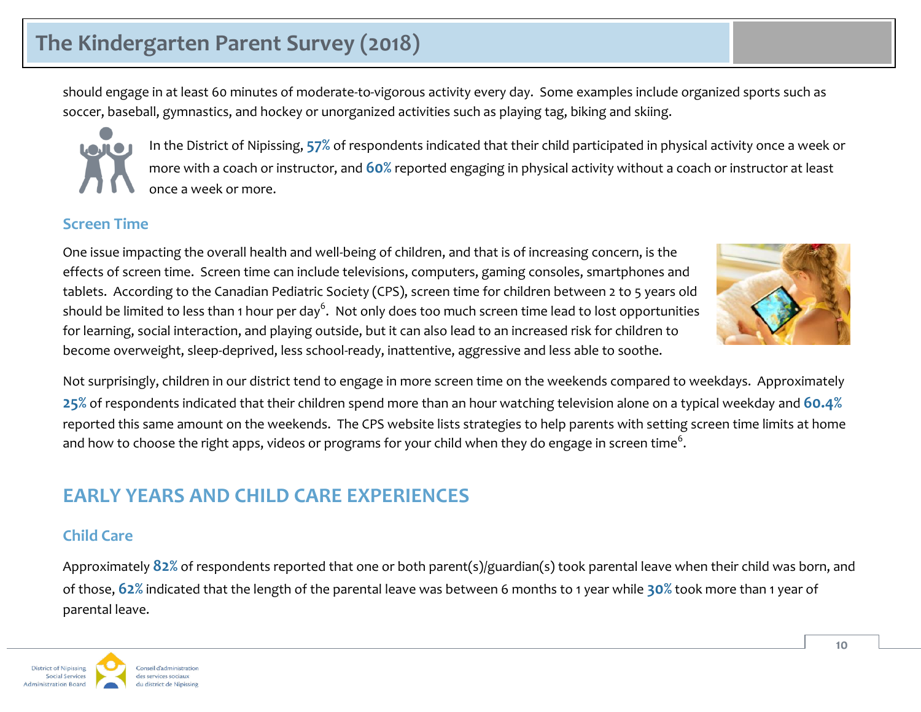should engage in at least 60 minutes of moderate-to-vigorous activity every day. Some examples include organized sports such as soccer, baseball, gymnastics, and hockey or unorganized activities such as playing tag, biking and skiing.

In the District of Nipissing, **57%** of respondents indicated that their child participated in physical activity once a week or more with a coach or instructor, and **60%** reported engaging in physical activity without a coach or instructor at least once a week or more.

### Screen Time

One issue impacting the overall health and well-being of children, and that is of increasing concern, is the effects of screen time. Screen time can include televisions, computers, gaming consoles, smartphones and tablets. According to the Canadian Pediatric Society (CPS), screen time for children between 2 to 5 years old should be limited to less than 1 hour per day[6]. Not only does too much screen time lead to lost opportunities for learning, social interaction, and playing outside, but it can also lead to an increased risk for children to become overweight, sleep-deprived, less school-ready, inattentive, aggressive and less able to soothe.

Not surprisingly, children in our district tend to engage in more screen time on the weekends compared to weekdays. Approximately **25%** of respondents indicated that their children spend more than an hour watching television alone on a typical weekday and **60.4%** reported this same amount on the weekends. The CPS website lists strategies to help parents with setting screen time limits at home and how to choose the right apps, videos or programs for your child when they do engage in screen time[6].

## EARLY YEARS AND CHILD CARE EXPERIENCES

### Child Care

Approximately **82%** of respondents reported that one or both parent(s)/guardian(s) took parental leave when their child was born, and of those, **62%** indicated that the length of the parental leave was between 6 months to 1 year while **30%** took more than 1 year of parental leave.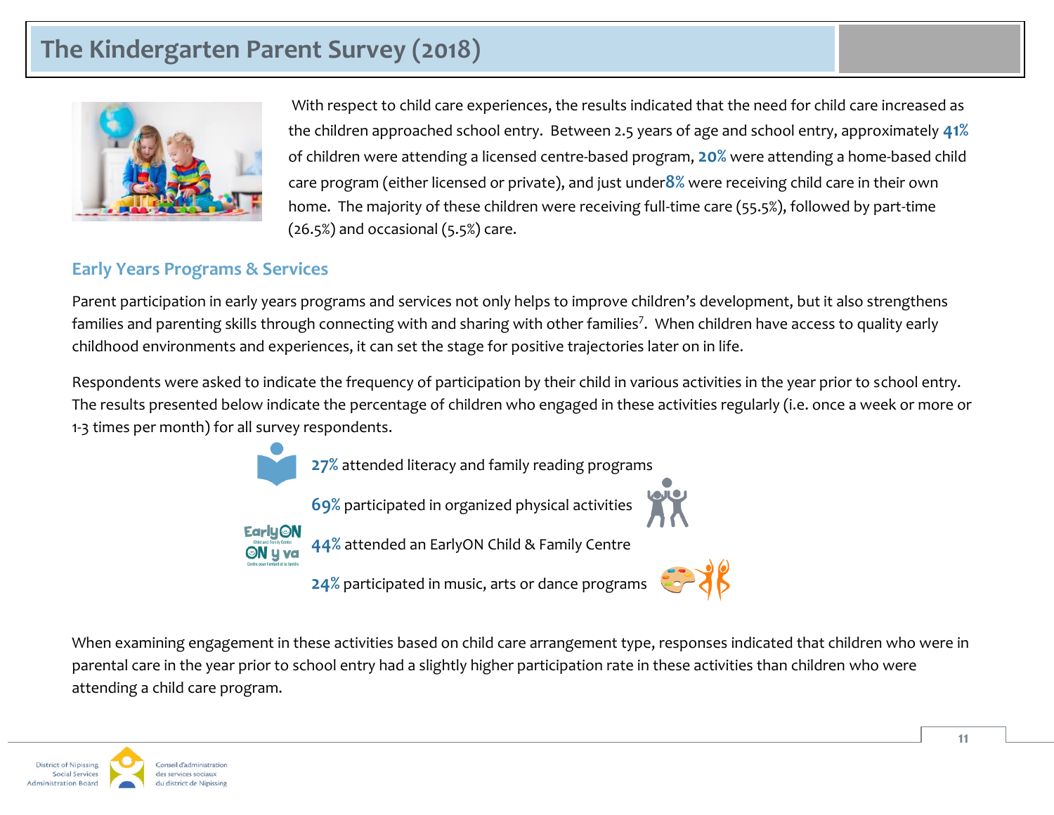# The Kindergarten Parent Survey (2018)

With respect to child care experiences, the results indicated that the need for child care increased as the children approached school entry. Between 2.5 years of age and school entry, approximately **41%** of children were attending a licensed centre-based program, **20%** were attending a home-based child care program (either licensed or private), and just under **8%** were receiving child care in their own home. The majority of these children were receiving full-time care (55.5%), followed by part-time (26.5%) and occasional (5.5%) care.

## Early Years Programs & Services

Parent participation in early years programs and services not only helps to improve children's development, but it also strengthens families and parenting skills through connecting with and sharing with other families[7]. When children have access to quality early childhood environments and experiences, it can set the stage for positive trajectories later on in life.

Respondents were asked to indicate the frequency of participation by their child in various activities in the year prior to school entry. The results presented below indicate the percentage of children who engaged in these activities regularly (i.e. once a week or more or 1-3 times per month) for all survey respondents.

- **27%** attended literacy and family reading programs
- **69%** participated in organized physical activities
- **44%** attended an EarlyON Child & Family Centre
- **24%** participated in music, arts or dance programs

When examining engagement in these activities based on child care arrangement type, responses indicated that children who were in parental care in the year prior to school entry had a slightly higher participation rate in these activities than children who were attending a child care program.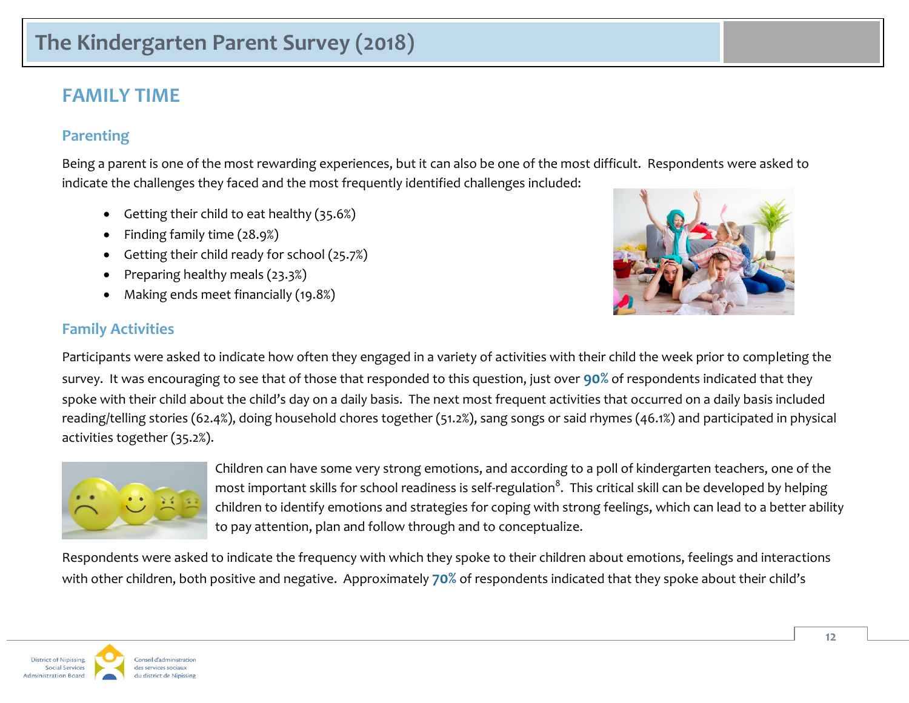## FAMILY TIME

### Parenting

Being a parent is one of the most rewarding experiences, but it can also be one of the most difficult. Respondents were asked to indicate the challenges they faced and the most frequently identified challenges included:

- Getting their child to eat healthy (35.6%)
- Finding family time (28.9%)
- Getting their child ready for school (25.7%)
- Preparing healthy meals (23.3%)
- Making ends meet financially (19.8%)

### Family Activities

Participants were asked to indicate how often they engaged in a variety of activities with their child the week prior to completing the survey. It was encouraging to see that of those that responded to this question, just over **90%** of respondents indicated that they spoke with their child about the child's day on a daily basis. The next most frequent activities that occurred on a daily basis included reading/telling stories (62.4%), doing household chores together (51.2%), sang songs or said rhymes (46.1%) and participated in physical activities together (35.2%).

Children can have some very strong emotions, and according to a poll of kindergarten teachers, one of the most important skills for school readiness is self-regulation[8]. This critical skill can be developed by helping children to identify emotions and strategies for coping with strong feelings, which can lead to a better ability to pay attention, plan and follow through and to conceptualize.

Respondents were asked to indicate the frequency with which they spoke to their children about emotions, feelings and interactions with other children, both positive and negative. Approximately **70%** of respondents indicated that they spoke about their child's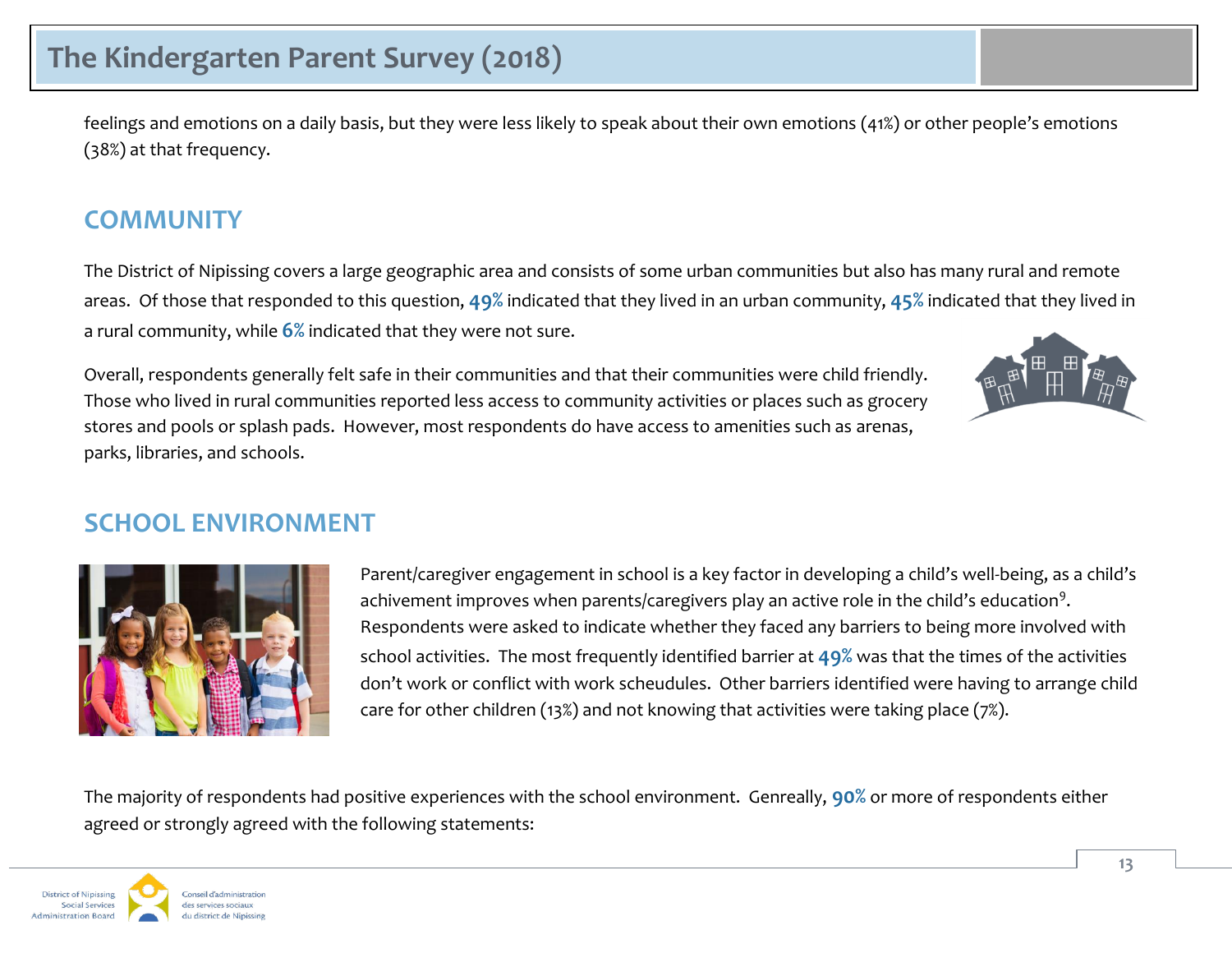feelings and emotions on a daily basis, but they were less likely to speak about their own emotions (41%) or other people's emotions (38%) at that frequency.

## COMMUNITY

The District of Nipissing covers a large geographic area and consists of some urban communities but also has many rural and remote areas. Of those that responded to this question, **49%** indicated that they lived in an urban community, **45%** indicated that they lived in a rural community, while **6%** indicated that they were not sure.

Overall, respondents generally felt safe in their communities and that their communities were child friendly. Those who lived in rural communities reported less access to community activities or places such as grocery stores and pools or splash pads. However, most respondents do have access to amenities such as arenas, parks, libraries, and schools.

## SCHOOL ENVIRONMENT

Parent/caregiver engagement in school is a key factor in developing a child's well-being, as a child's achivement improves when parents/caregivers play an active role in the child's education[9]. Respondents were asked to indicate whether they faced any barriers to being more involved with school activities. The most frequently identified barrier at **49%** was that the times of the activities don't work or conflict with work scheudules. Other barriers identified were having to arrange child care for other children (13%) and not knowing that activities were taking place (7%).

The majority of respondents had positive experiences with the school environment. Genreally, **90%** or more of respondents either agreed or strongly agreed with the following statements: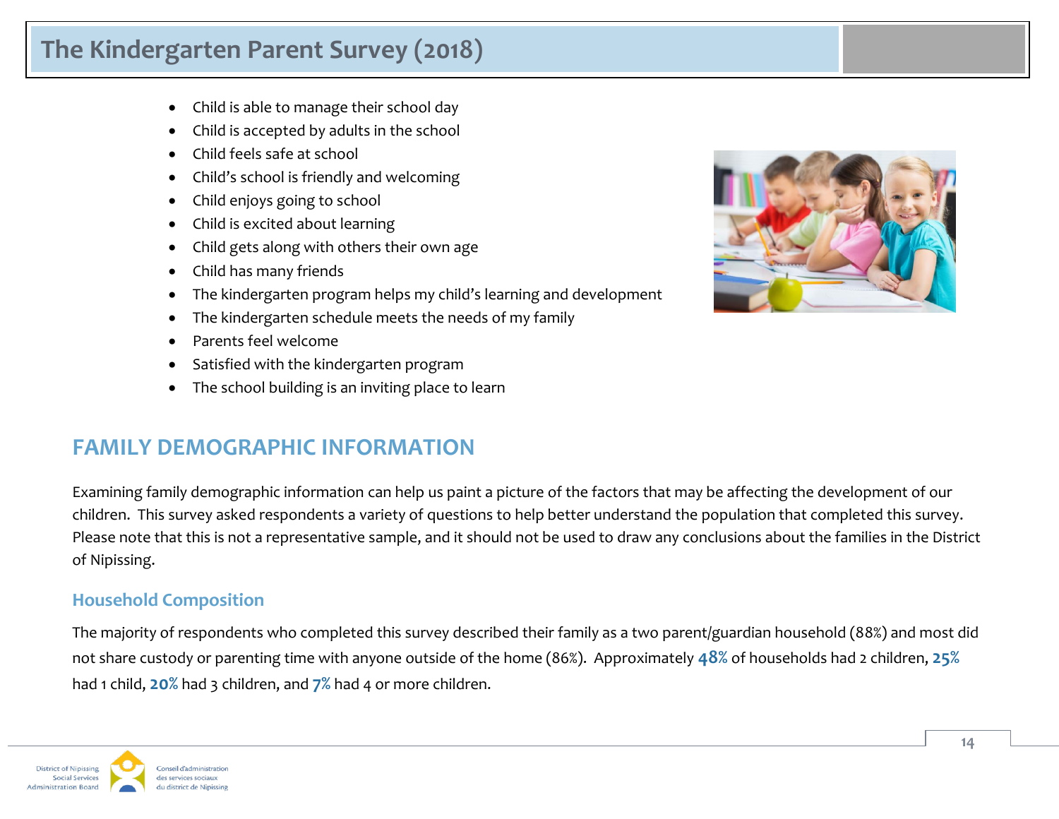- Child is able to manage their school day
- Child is accepted by adults in the school
- Child feels safe at school
- Child's school is friendly and welcoming
- Child enjoys going to school
- Child is excited about learning
- Child gets along with others their own age
- Child has many friends
- The kindergarten program helps my child's learning and development
- The kindergarten schedule meets the needs of my family
- Parents feel welcome
- Satisfied with the kindergarten program
- The school building is an inviting place to learn

## FAMILY DEMOGRAPHIC INFORMATION

Examining family demographic information can help us paint a picture of the factors that may be affecting the development of our children. This survey asked respondents a variety of questions to help better understand the population that completed this survey. Please note that this is not a representative sample, and it should not be used to draw any conclusions about the families in the District of Nipissing.

### Household Composition

The majority of respondents who completed this survey described their family as a two parent/guardian household (88%) and most did not share custody or parenting time with anyone outside of the home (86%). Approximately **48%** of households had 2 children, **25%** had 1 child, **20%** had 3 children, and **7%** had 4 or more children.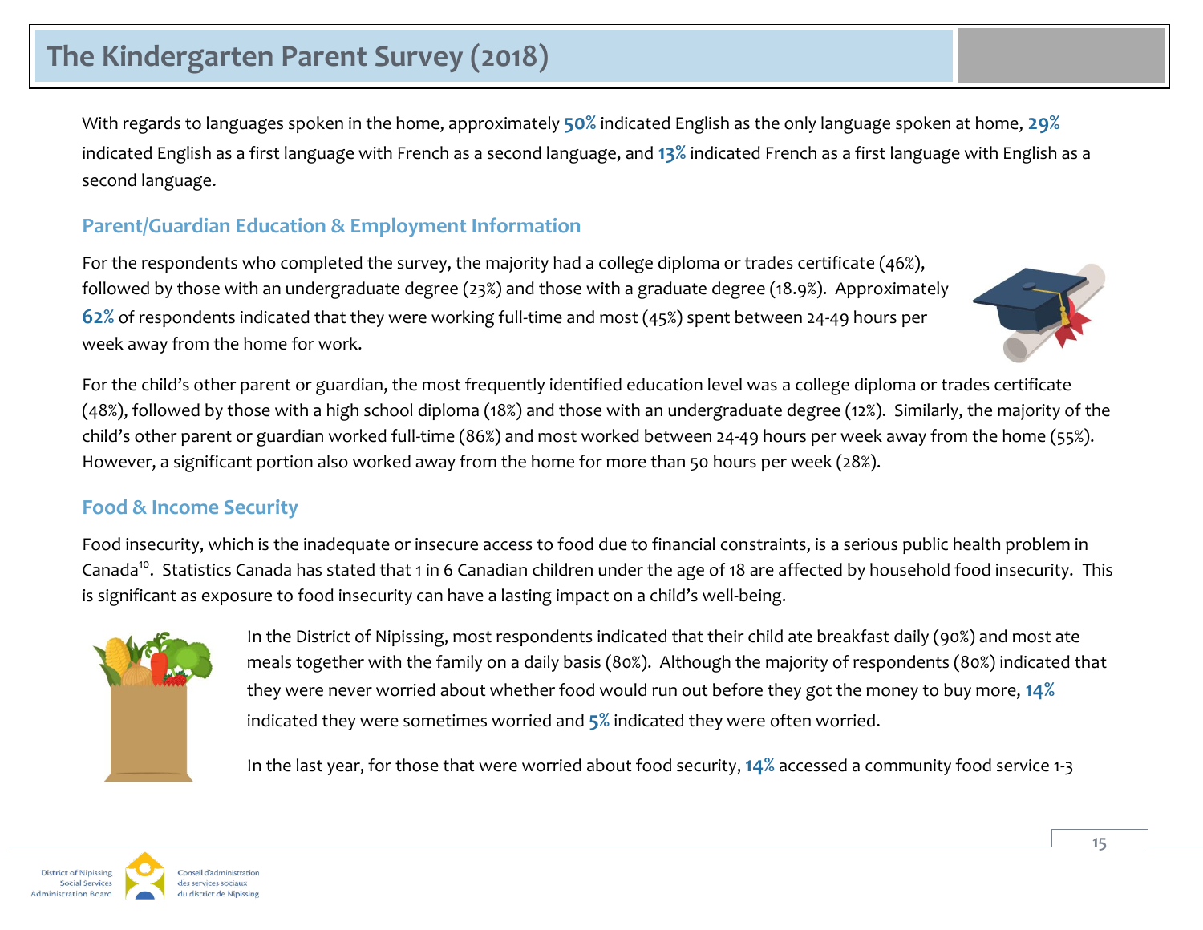# The Kindergarten Parent Survey (2018)

With regards to languages spoken in the home, approximately **50%** indicated English as the only language spoken at home, **29%** indicated English as a first language with French as a second language, and **13%** indicated French as a first language with English as a second language.

## Parent/Guardian Education & Employment Information

For the respondents who completed the survey, the majority had a college diploma or trades certificate (46%), followed by those with an undergraduate degree (23%) and those with a graduate degree (18.9%). Approximately **62%** of respondents indicated that they were working full-time and most (45%) spent between 24-49 hours per week away from the home for work.

For the child's other parent or guardian, the most frequently identified education level was a college diploma or trades certificate (48%), followed by those with a high school diploma (18%) and those with an undergraduate degree (12%). Similarly, the majority of the child's other parent or guardian worked full-time (86%) and most worked between 24-49 hours per week away from the home (55%). However, a significant portion also worked away from the home for more than 50 hours per week (28%).

## Food & Income Security

Food insecurity, which is the inadequate or insecure access to food due to financial constraints, is a serious public health problem in Canada[10]. Statistics Canada has stated that 1 in 6 Canadian children under the age of 18 are affected by household food insecurity. This is significant as exposure to food insecurity can have a lasting impact on a child's well-being.

In the District of Nipissing, most respondents indicated that their child ate breakfast daily (90%) and most ate meals together with the family on a daily basis (80%). Although the majority of respondents (80%) indicated that they were never worried about whether food would run out before they got the money to buy more, **14%** indicated they were sometimes worried and **5%** indicated they were often worried.

In the last year, for those that were worried about food security, **14%** accessed a community food service 1-3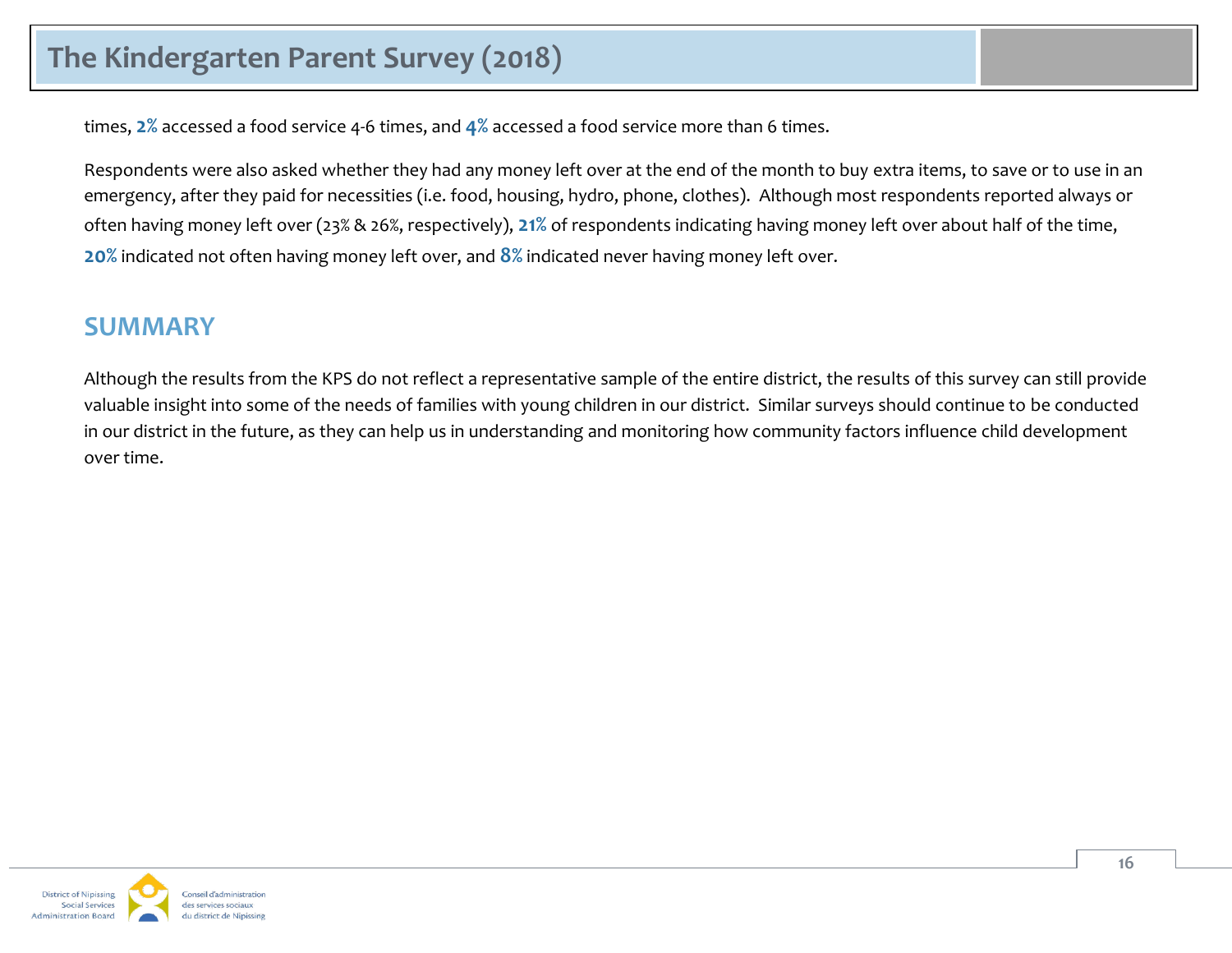times, **2%** accessed a food service 4-6 times, and **4%** accessed a food service more than 6 times.

Respondents were also asked whether they had any money left over at the end of the month to buy extra items, to save or to use in an emergency, after they paid for necessities (i.e. food, housing, hydro, phone, clothes). Although most respondents reported always or often having money left over (23% & 26%, respectively), **21%** of respondents indicating having money left over about half of the time, **20%** indicated not often having money left over, and **8%** indicated never having money left over.

## SUMMARY

Although the results from the KPS do not reflect a representative sample of the entire district, the results of this survey can still provide valuable insight into some of the needs of families with young children in our district. Similar surveys should continue to be conducted in our district in the future, as they can help us in understanding and monitoring how community factors influence child development over time.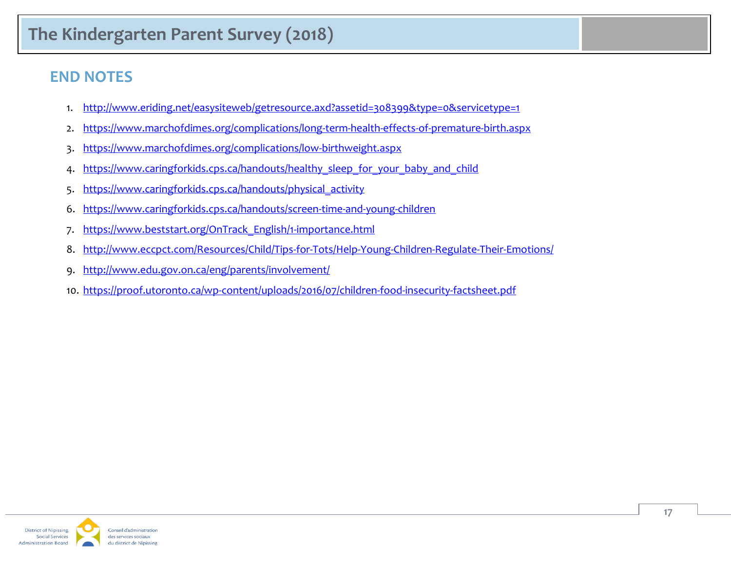## END NOTES

1. http://www.eriding.net/easysiteweb/getresource.axd?assetid=308399&type=0&servicetype=1
2. https://www.marchofdimes.org/complications/long-term-health-effects-of-premature-birth.aspx
3. https://www.marchofdimes.org/complications/low-birthweight.aspx
4. https://www.caringforkids.cps.ca/handouts/healthy_sleep_for_your_baby_and_child
5. https://www.caringforkids.cps.ca/handouts/physical_activity
6. https://www.caringforkids.cps.ca/handouts/screen-time-and-young-children
7. https://www.beststart.org/OnTrack_English/1-importance.html
8. http://www.eccpct.com/Resources/Child/Tips-for-Tots/Help-Young-Children-Regulate-Their-Emotions/
9. http://www.edu.gov.on.ca/eng/parents/involvement/
10. https://proof.utoronto.ca/wp-content/uploads/2016/07/children-food-insecurity-factsheet.pdf